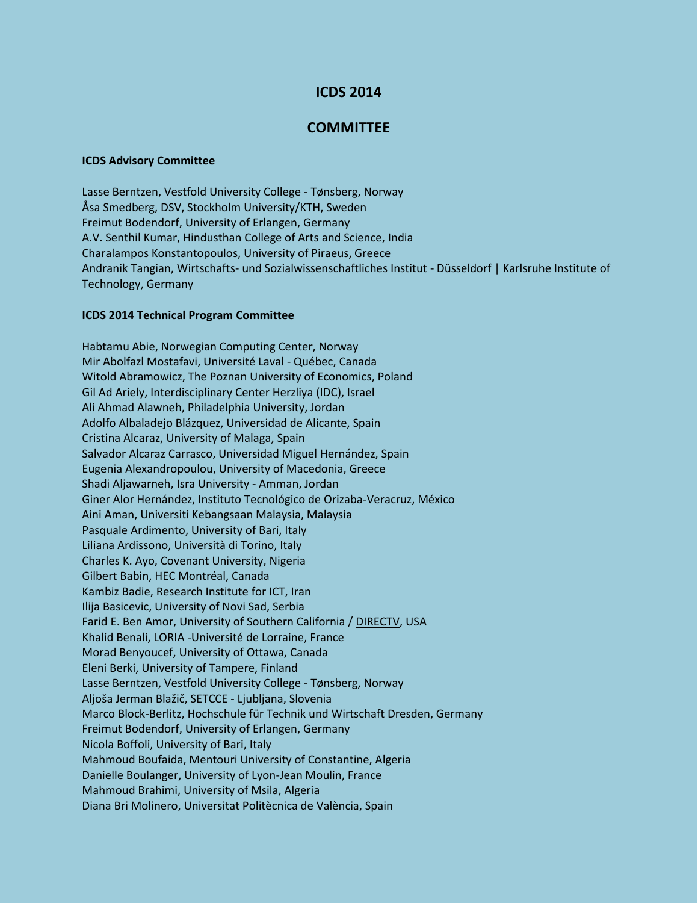# ICDS 2014

## COMMITTEE

**ICDS Advisory Committee**

Lasse Berntzen, Vestfold University College - Tønsberg, Norway
Åsa Smedberg, DSV, Stockholm University/KTH, Sweden
Freimut Bodendorf, University of Erlangen, Germany
A.V. Senthil Kumar, Hindusthan College of Arts and Science, India
Charalampos Konstantopoulos, University of Piraeus, Greece
Andranik Tangian, Wirtschafts- und Sozialwissenschaftliches Institut - Düsseldorf | Karlsruhe Institute of Technology, Germany

**ICDS 2014 Technical Program Committee**

Habtamu Abie, Norwegian Computing Center, Norway
Mir Abolfazl Mostafavi, Université Laval - Québec, Canada
Witold Abramowicz, The Poznan University of Economics, Poland
Gil Ad Ariely, Interdisciplinary Center Herzliya (IDC), Israel
Ali Ahmad Alawneh, Philadelphia University, Jordan
Adolfo Albaladejo Blázquez, Universidad de Alicante, Spain
Cristina Alcaraz, University of Malaga, Spain
Salvador Alcaraz Carrasco, Universidad Miguel Hernández, Spain
Eugenia Alexandropoulou, University of Macedonia, Greece
Shadi Aljawarneh, Isra University - Amman, Jordan
Giner Alor Hernández, Instituto Tecnológico de Orizaba-Veracruz, México
Aini Aman, Universiti Kebangsaan Malaysia, Malaysia
Pasquale Ardimento, University of Bari, Italy
Liliana Ardissono, Università di Torino, Italy
Charles K. Ayo, Covenant University, Nigeria
Gilbert Babin, HEC Montréal, Canada
Kambiz Badie, Research Institute for ICT, Iran
Ilija Basicevic, University of Novi Sad, Serbia
Farid E. Ben Amor, University of Southern California / DIRECTV, USA
Khalid Benali, LORIA -Université de Lorraine, France
Morad Benyoucef, University of Ottawa, Canada
Eleni Berki, University of Tampere, Finland
Lasse Berntzen, Vestfold University College - Tønsberg, Norway
Aljoša Jerman Blažič, SETCCE - Ljubljana, Slovenia
Marco Block-Berlitz, Hochschule für Technik und Wirtschaft Dresden, Germany
Freimut Bodendorf, University of Erlangen, Germany
Nicola Boffoli, University of Bari, Italy
Mahmoud Boufaida, Mentouri University of Constantine, Algeria
Danielle Boulanger, University of Lyon-Jean Moulin, France
Mahmoud Brahimi, University of Msila, Algeria
Diana Bri Molinero, Universitat Politècnica de València, Spain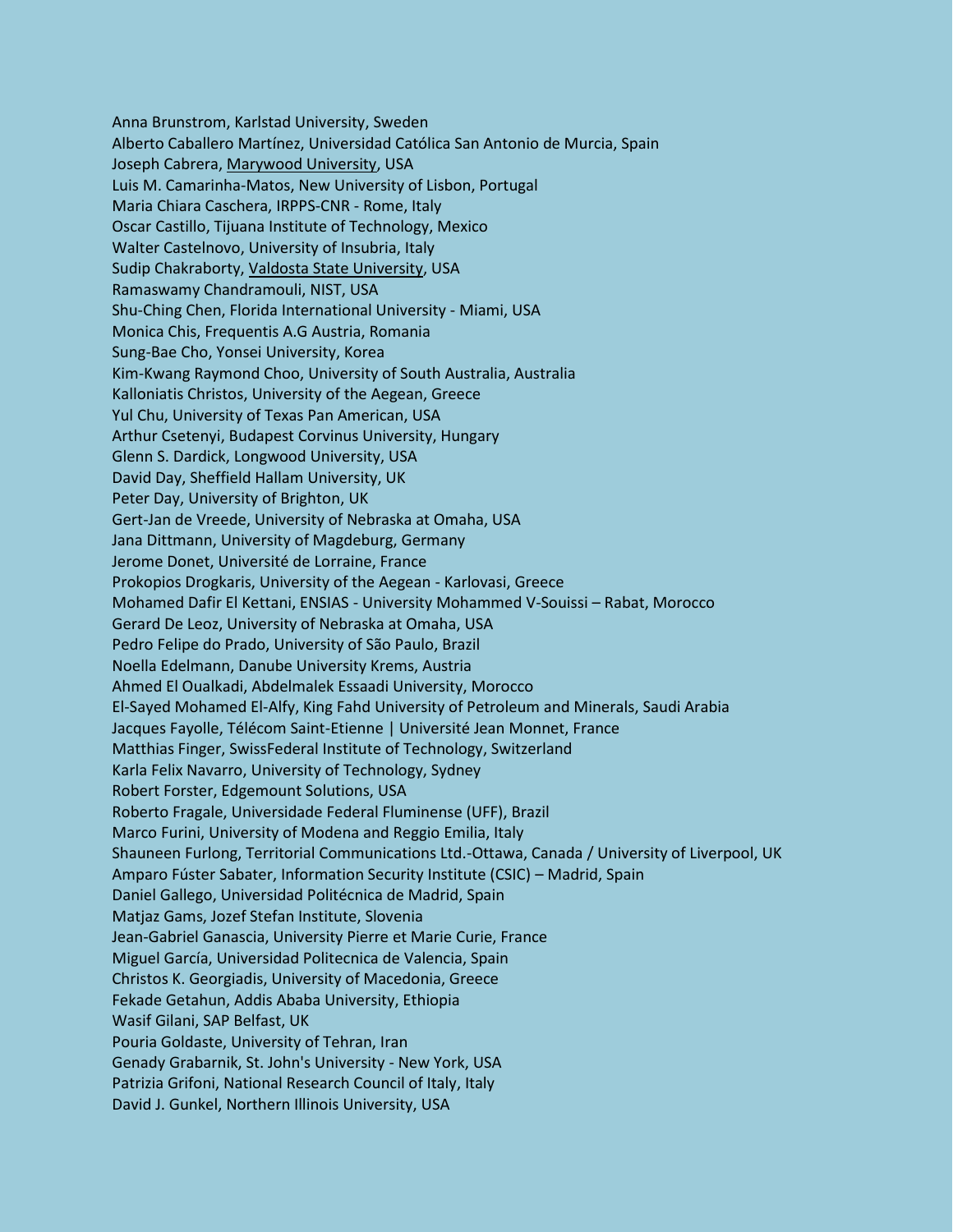Anna Brunstrom, Karlstad University, Sweden
Alberto Caballero Martínez, Universidad Católica San Antonio de Murcia, Spain
Joseph Cabrera, Marywood University, USA
Luis M. Camarinha-Matos, New University of Lisbon, Portugal
Maria Chiara Caschera, IRPPS-CNR - Rome, Italy
Oscar Castillo, Tijuana Institute of Technology, Mexico
Walter Castelnovo, University of Insubria, Italy
Sudip Chakraborty, Valdosta State University, USA
Ramaswamy Chandramouli, NIST, USA
Shu-Ching Chen, Florida International University - Miami, USA
Monica Chis, Frequentis A.G Austria, Romania
Sung-Bae Cho, Yonsei University, Korea
Kim-Kwang Raymond Choo, University of South Australia, Australia
Kalloniatis Christos, University of the Aegean, Greece
Yul Chu, University of Texas Pan American, USA
Arthur Csetenyi, Budapest Corvinus University, Hungary
Glenn S. Dardick, Longwood University, USA
David Day, Sheffield Hallam University, UK
Peter Day, University of Brighton, UK
Gert-Jan de Vreede, University of Nebraska at Omaha, USA
Jana Dittmann, University of Magdeburg, Germany
Jerome Donet, Université de Lorraine, France
Prokopios Drogkaris, University of the Aegean - Karlovasi, Greece
Mohamed Dafir El Kettani, ENSIAS - University Mohammed V-Souissi – Rabat, Morocco
Gerard De Leoz, University of Nebraska at Omaha, USA
Pedro Felipe do Prado, University of São Paulo, Brazil
Noella Edelmann, Danube University Krems, Austria
Ahmed El Oualkadi, Abdelmalek Essaadi University, Morocco
El-Sayed Mohamed El-Alfy, King Fahd University of Petroleum and Minerals, Saudi Arabia
Jacques Fayolle, Télécom Saint-Etienne | Université Jean Monnet, France
Matthias Finger, SwissFederal Institute of Technology, Switzerland
Karla Felix Navarro, University of Technology, Sydney
Robert Forster, Edgemount Solutions, USA
Roberto Fragale, Universidade Federal Fluminense (UFF), Brazil
Marco Furini, University of Modena and Reggio Emilia, Italy
Shauneen Furlong, Territorial Communications Ltd.-Ottawa, Canada / University of Liverpool, UK
Amparo Fúster Sabater, Information Security Institute (CSIC) – Madrid, Spain
Daniel Gallego, Universidad Politécnica de Madrid, Spain
Matjaz Gams, Jozef Stefan Institute, Slovenia
Jean-Gabriel Ganascia, University Pierre et Marie Curie, France
Miguel García, Universidad Politecnica de Valencia, Spain
Christos K. Georgiadis, University of Macedonia, Greece
Fekade Getahun, Addis Ababa University, Ethiopia
Wasif Gilani, SAP Belfast, UK
Pouria Goldaste, University of Tehran, Iran
Genady Grabarnik, St. John's University - New York, USA
Patrizia Grifoni, National Research Council of Italy, Italy
David J. Gunkel, Northern Illinois University, USA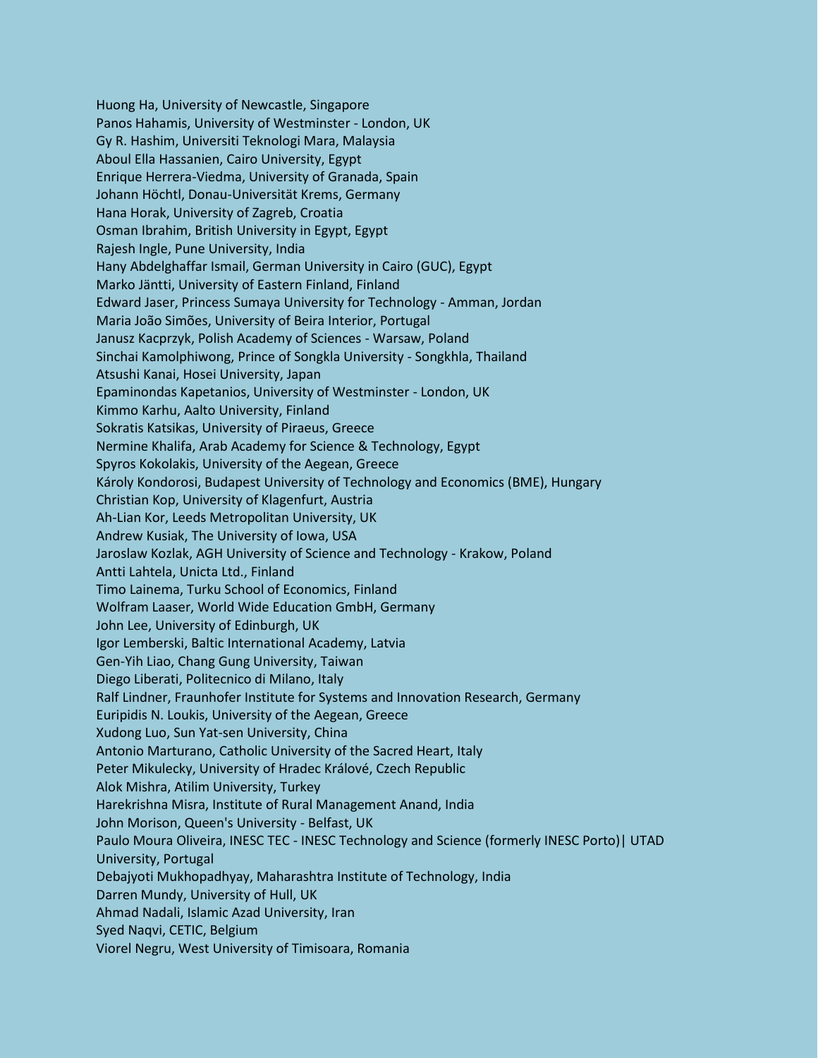Huong Ha, University of Newcastle, Singapore
Panos Hahamis, University of Westminster - London, UK
Gy R. Hashim, Universiti Teknologi Mara, Malaysia
Aboul Ella Hassanien, Cairo University, Egypt
Enrique Herrera-Viedma, University of Granada, Spain
Johann Höchtl, Donau-Universität Krems, Germany
Hana Horak, University of Zagreb, Croatia
Osman Ibrahim, British University in Egypt, Egypt
Rajesh Ingle, Pune University, India
Hany Abdelghaffar Ismail, German University in Cairo (GUC), Egypt
Marko Jäntti, University of Eastern Finland, Finland
Edward Jaser, Princess Sumaya University for Technology - Amman, Jordan
Maria João Simões, University of Beira Interior, Portugal
Janusz Kacprzyk, Polish Academy of Sciences - Warsaw, Poland
Sinchai Kamolphiwong, Prince of Songkla University - Songkhla, Thailand
Atsushi Kanai, Hosei University, Japan
Epaminondas Kapetanios, University of Westminster - London, UK
Kimmo Karhu, Aalto University, Finland
Sokratis Katsikas, University of Piraeus, Greece
Nermine Khalifa, Arab Academy for Science & Technology, Egypt
Spyros Kokolakis, University of the Aegean, Greece
Károly Kondorosi, Budapest University of Technology and Economics (BME), Hungary
Christian Kop, University of Klagenfurt, Austria
Ah-Lian Kor, Leeds Metropolitan University, UK
Andrew Kusiak, The University of Iowa, USA
Jaroslaw Kozlak, AGH University of Science and Technology - Krakow, Poland
Antti Lahtela, Unicta Ltd., Finland
Timo Lainema, Turku School of Economics, Finland
Wolfram Laaser, World Wide Education GmbH, Germany
John Lee, University of Edinburgh, UK
Igor Lemberski, Baltic International Academy, Latvia
Gen-Yih Liao, Chang Gung University, Taiwan
Diego Liberati, Politecnico di Milano, Italy
Ralf Lindner, Fraunhofer Institute for Systems and Innovation Research, Germany
Euripidis N. Loukis, University of the Aegean, Greece
Xudong Luo, Sun Yat-sen University, China
Antonio Marturano, Catholic University of the Sacred Heart, Italy
Peter Mikulecky, University of Hradec Králové, Czech Republic
Alok Mishra, Atilim University, Turkey
Harekrishna Misra, Institute of Rural Management Anand, India
John Morison, Queen's University - Belfast, UK
Paulo Moura Oliveira, INESC TEC - INESC Technology and Science (formerly INESC Porto)| UTAD University, Portugal
Debajyoti Mukhopadhyay, Maharashtra Institute of Technology, India
Darren Mundy, University of Hull, UK
Ahmad Nadali, Islamic Azad University, Iran
Syed Naqvi, CETIC, Belgium
Viorel Negru, West University of Timisoara, Romania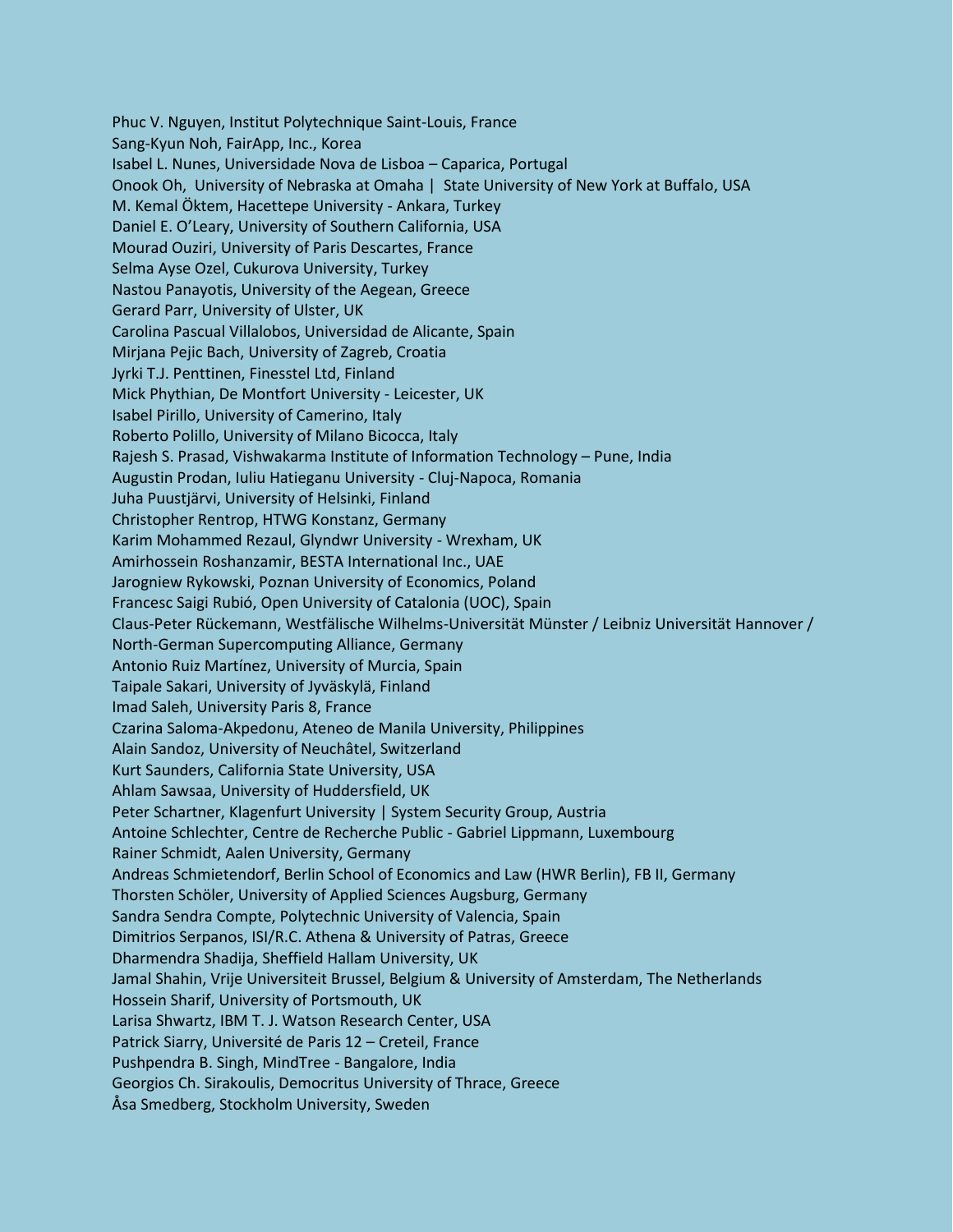Phuc V. Nguyen, Institut Polytechnique Saint-Louis, France  
Sang-Kyun Noh, FairApp, Inc., Korea  
Isabel L. Nunes, Universidade Nova de Lisboa – Caparica, Portugal  
Onook Oh, University of Nebraska at Omaha | State University of New York at Buffalo, USA  
M. Kemal Öktem, Hacettepe University - Ankara, Turkey  
Daniel E. O'Leary, University of Southern California, USA  
Mourad Ouziri, University of Paris Descartes, France  
Selma Ayse Ozel, Cukurova University, Turkey  
Nastou Panayotis, University of the Aegean, Greece  
Gerard Parr, University of Ulster, UK  
Carolina Pascual Villalobos, Universidad de Alicante, Spain  
Mirjana Pejic Bach, University of Zagreb, Croatia  
Jyrki T.J. Penttinen, Finesstel Ltd, Finland  
Mick Phythian, De Montfort University - Leicester, UK  
Isabel Pirillo, University of Camerino, Italy  
Roberto Polillo, University of Milano Bicocca, Italy  
Rajesh S. Prasad, Vishwakarma Institute of Information Technology – Pune, India  
Augustin Prodan, Iuliu Hatieganu University - Cluj-Napoca, Romania  
Juha Puustjärvi, University of Helsinki, Finland  
Christopher Rentrop, HTWG Konstanz, Germany  
Karim Mohammed Rezaul, Glyndwr University - Wrexham, UK  
Amirhossein Roshanzamir, BESTA International Inc., UAE  
Jarogniew Rykowski, Poznan University of Economics, Poland  
Francesc Saigi Rubió, Open University of Catalonia (UOC), Spain  
Claus-Peter Rückemann, Westfälische Wilhelms-Universität Münster / Leibniz Universität Hannover / North-German Supercomputing Alliance, Germany  
Antonio Ruiz Martínez, University of Murcia, Spain  
Taipale Sakari, University of Jyväskylä, Finland  
Imad Saleh, University Paris 8, France  
Czarina Saloma-Akpedonu, Ateneo de Manila University, Philippines  
Alain Sandoz, University of Neuchâtel, Switzerland  
Kurt Saunders, California State University, USA  
Ahlam Sawsaa, University of Huddersfield, UK  
Peter Schartner, Klagenfurt University | System Security Group, Austria  
Antoine Schlechter, Centre de Recherche Public - Gabriel Lippmann, Luxembourg  
Rainer Schmidt, Aalen University, Germany  
Andreas Schmietendorf, Berlin School of Economics and Law (HWR Berlin), FB II, Germany  
Thorsten Schöler, University of Applied Sciences Augsburg, Germany  
Sandra Sendra Compte, Polytechnic University of Valencia, Spain  
Dimitrios Serpanos, ISI/R.C. Athena & University of Patras, Greece  
Dharmendra Shadija, Sheffield Hallam University, UK  
Jamal Shahin, Vrije Universiteit Brussel, Belgium & University of Amsterdam, The Netherlands  
Hossein Sharif, University of Portsmouth, UK  
Larisa Shwartz, IBM T. J. Watson Research Center, USA  
Patrick Siarry, Université de Paris 12 – Creteil, France  
Pushpendra B. Singh, MindTree - Bangalore, India  
Georgios Ch. Sirakoulis, Democritus University of Thrace, Greece  
Åsa Smedberg, Stockholm University, Sweden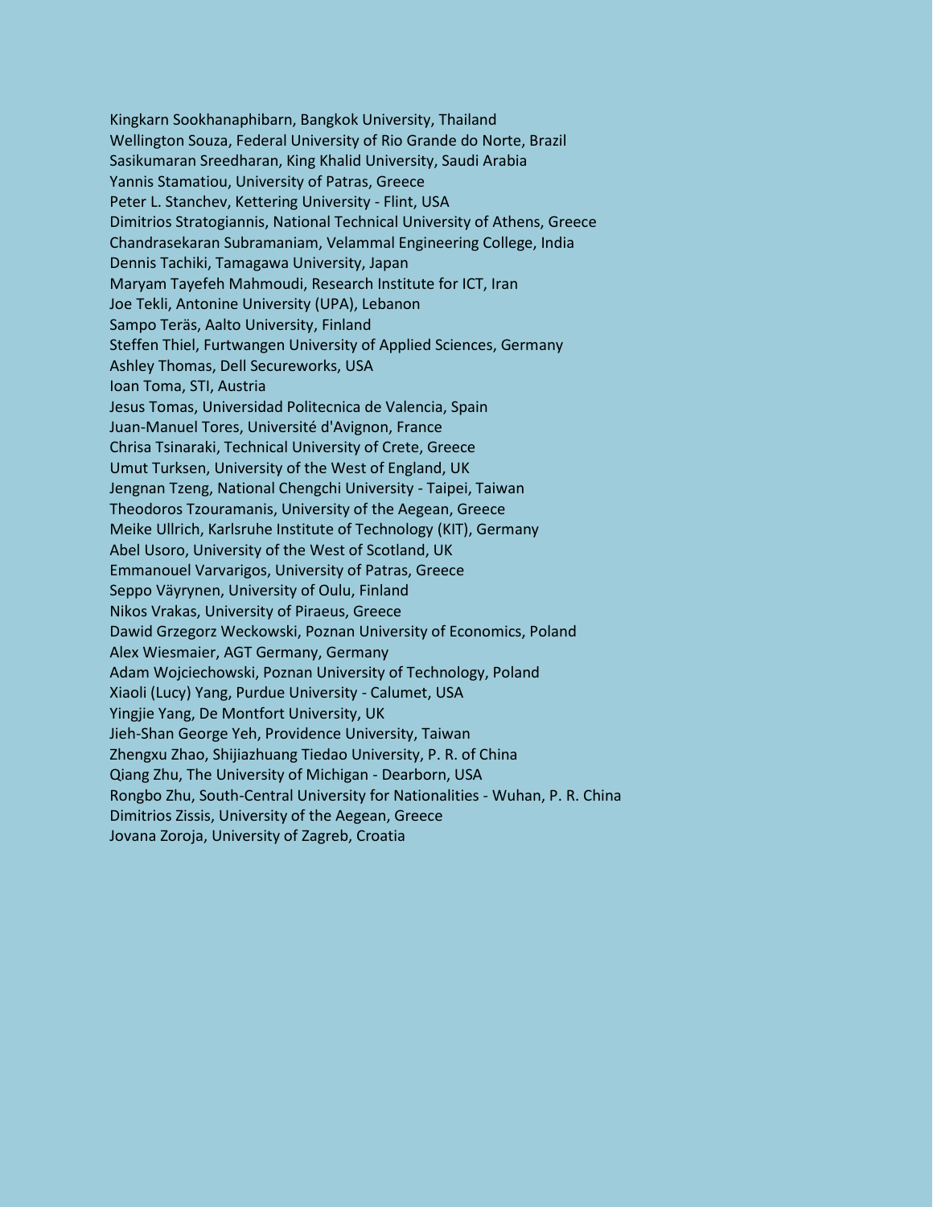Kingkarn Sookhanaphibarn, Bangkok University, Thailand
Wellington Souza, Federal University of Rio Grande do Norte, Brazil
Sasikumaran Sreedharan, King Khalid University, Saudi Arabia
Yannis Stamatiou, University of Patras, Greece
Peter L. Stanchev, Kettering University - Flint, USA
Dimitrios Stratogiannis, National Technical University of Athens, Greece
Chandrasekaran Subramaniam, Velammal Engineering College, India
Dennis Tachiki, Tamagawa University, Japan
Maryam Tayefeh Mahmoudi, Research Institute for ICT, Iran
Joe Tekli, Antonine University (UPA), Lebanon
Sampo Teräs, Aalto University, Finland
Steffen Thiel, Furtwangen University of Applied Sciences, Germany
Ashley Thomas, Dell Secureworks, USA
Ioan Toma, STI, Austria
Jesus Tomas, Universidad Politecnica de Valencia, Spain
Juan-Manuel Tores, Université d'Avignon, France
Chrisa Tsinaraki, Technical University of Crete, Greece
Umut Turksen, University of the West of England, UK
Jengnan Tzeng, National Chengchi University - Taipei, Taiwan
Theodoros Tzouramanis, University of the Aegean, Greece
Meike Ullrich, Karlsruhe Institute of Technology (KIT), Germany
Abel Usoro, University of the West of Scotland, UK
Emmanouel Varvarigos, University of Patras, Greece
Seppo Väyrynen, University of Oulu, Finland
Nikos Vrakas, University of Piraeus, Greece
Dawid Grzegorz Weckowski, Poznan University of Economics, Poland
Alex Wiesmaier, AGT Germany, Germany
Adam Wojciechowski, Poznan University of Technology, Poland
Xiaoli (Lucy) Yang, Purdue University - Calumet, USA
Yingjie Yang, De Montfort University, UK
Jieh-Shan George Yeh, Providence University, Taiwan
Zhengxu Zhao, Shijiazhuang Tiedao University, P. R. of China
Qiang Zhu, The University of Michigan - Dearborn, USA
Rongbo Zhu, South-Central University for Nationalities - Wuhan, P. R. China
Dimitrios Zissis, University of the Aegean, Greece
Jovana Zoroja, University of Zagreb, Croatia